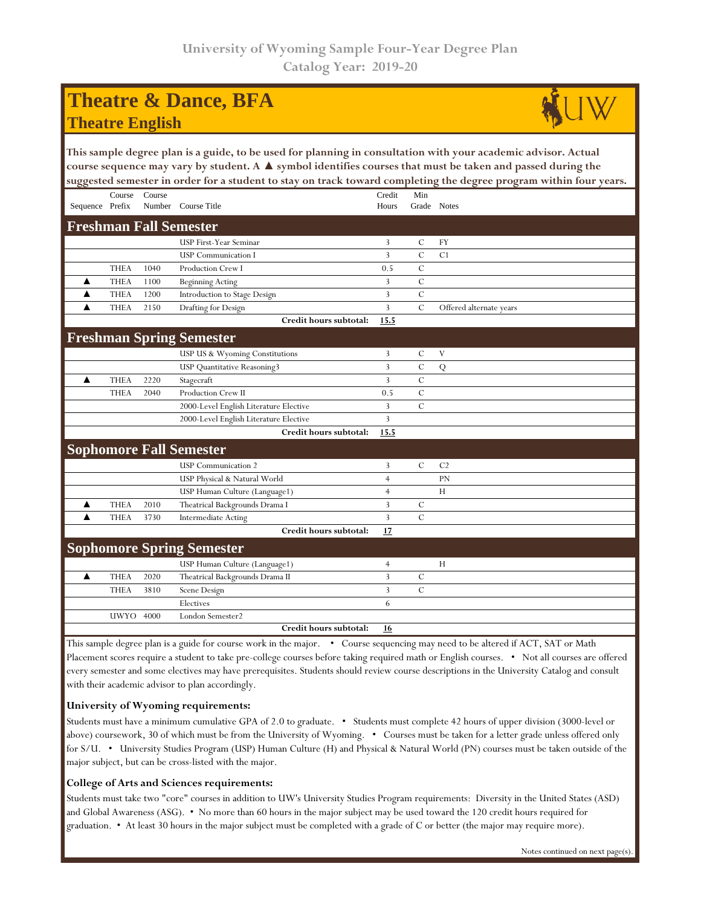University of Wyoming Sample Four-Year Degree Plan
Catalog Year: 2019-20

# Theatre & Dance, BFA
## Theatre English

**This sample degree plan is a guide, to be used for planning in consultation with your academic advisor. Actual course sequence may vary by student. A ▲ symbol identifies courses that must be taken and passed during the suggested semester in order for a student to stay on track toward completing the degree program within four years.**

| Sequence | Course Prefix | Course Number | Course Title | Credit Hours | Min Grade | Notes |
|---|---|---|---|---|---|---|
| **Freshman Fall Semester** | | | | | | |
| | | | USP First-Year Seminar | 3 | C | FY |
| | | | USP Communication I | 3 | C | C1 |
| | THEA | 1040 | Production Crew I | 0.5 | C | |
| ▲ | THEA | 1100 | Beginning Acting | 3 | C | |
| ▲ | THEA | 1200 | Introduction to Stage Design | 3 | C | |
| ▲ | THEA | 2150 | Drafting for Design | 3 | C | Offered alternate years |
| | | | **Credit hours subtotal:** | **15.5** | | |
| **Freshman Spring Semester** | | | | | | |
| | | | USP US & Wyoming Constitutions | 3 | C | V |
| | | | USP Quantitative Reasoning3 | 3 | C | Q |
| ▲ | THEA | 2220 | Stagecraft | 3 | C | |
| | THEA | 2040 | Production Crew II | 0.5 | C | |
| | | | 2000-Level English Literature Elective | 3 | C | |
| | | | 2000-Level English Literature Elective | 3 | | |
| | | | **Credit hours subtotal:** | **15.5** | | |
| **Sophomore Fall Semester** | | | | | | |
| | | | USP Communication 2 | 3 | C | C2 |
| | | | USP Physical & Natural World | 4 | | PN |
| | | | USP Human Culture (Language1) | 4 | | H |
| ▲ | THEA | 2010 | Theatrical Backgrounds Drama I | 3 | C | |
| ▲ | THEA | 3730 | Intermediate Acting | 3 | C | |
| | | | **Credit hours subtotal:** | **17** | | |
| **Sophomore Spring Semester** | | | | | | |
| | | | USP Human Culture (Language1) | 4 | | H |
| ▲ | THEA | 2020 | Theatrical Backgrounds Drama II | 3 | C | |
| | THEA | 3810 | Scene Design | 3 | C | |
| | | | Electives | 6 | | |
| | UWYO | 4000 | London Semester2 | | | |
| | | | **Credit hours subtotal:** | **16** | | |

This sample degree plan is a guide for course work in the major. • Course sequencing may need to be altered if ACT, SAT or Math Placement scores require a student to take pre-college courses before taking required math or English courses. • Not all courses are offered every semester and some electives may have prerequisites. Students should review course descriptions in the University Catalog and consult with their academic advisor to plan accordingly.

### University of Wyoming requirements:

Students must have a minimum cumulative GPA of 2.0 to graduate. • Students must complete 42 hours of upper division (3000-level or above) coursework, 30 of which must be from the University of Wyoming. • Courses must be taken for a letter grade unless offered only for S/U. • University Studies Program (USP) Human Culture (H) and Physical & Natural World (PN) courses must be taken outside of the major subject, but can be cross-listed with the major.

### College of Arts and Sciences requirements:

Students must take two "core" courses in addition to UW's University Studies Program requirements: Diversity in the United States (ASD) and Global Awareness (ASG). • No more than 60 hours in the major subject may be used toward the 120 credit hours required for graduation. • At least 30 hours in the major subject must be completed with a grade of C or better (the major may require more).

Notes continued on next page(s).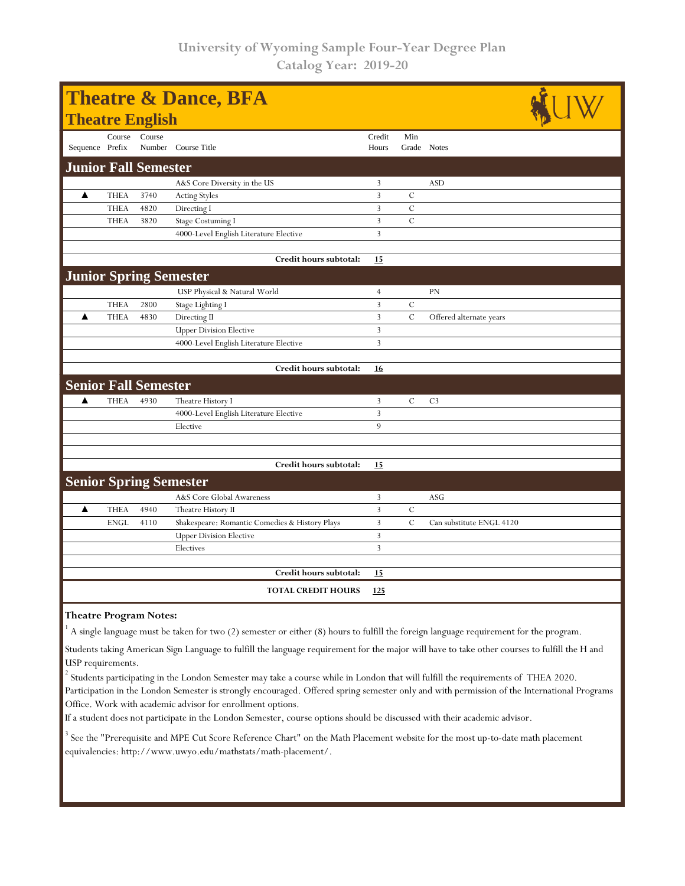University of Wyoming Sample Four-Year Degree Plan
Catalog Year: 2019-20

# Theatre & Dance, BFA
## Theatre English

| Sequence | Course Prefix | Course Number | Course Title | Credit Hours | Min Grade | Notes |
|---|---|---|---|---|---|---|
| **Junior Fall Semester** | | | | | | |
| | | | A&S Core Diversity in the US | 3 | | ASD |
| ▲ | THEA | 3740 | Acting Styles | 3 | C | |
| | THEA | 4820 | Directing I | 3 | C | |
| | THEA | 3820 | Stage Costuming I | 3 | C | |
| | | | 4000-Level English Literature Elective | 3 | | |
| | | | **Credit hours subtotal:** | **15** | | |
| **Junior Spring Semester** | | | | | | |
| | | | USP Physical & Natural World | 4 | | PN |
| | THEA | 2800 | Stage Lighting I | 3 | C | |
| ▲ | THEA | 4830 | Directing II | 3 | C | Offered alternate years |
| | | | Upper Division Elective | 3 | | |
| | | | 4000-Level English Literature Elective | 3 | | |
| | | | **Credit hours subtotal:** | **16** | | |
| **Senior Fall Semester** | | | | | | |
| ▲ | THEA | 4930 | Theatre History I | 3 | C | C3 |
| | | | 4000-Level English Literature Elective | 3 | | |
| | | | Elective | 9 | | |
| | | | **Credit hours subtotal:** | **15** | | |
| **Senior Spring Semester** | | | | | | |
| | | | A&S Core Global Awareness | 3 | | ASG |
| ▲ | THEA | 4940 | Theatre History II | 3 | C | |
| | ENGL | 4110 | Shakespeare: Romantic Comedies & History Plays | 3 | C | Can substitute ENGL 4120 |
| | | | Upper Division Elective | 3 | | |
| | | | Electives | 3 | | |
| | | | **Credit hours subtotal:** | **15** | | |
| | | | **TOTAL CREDIT HOURS** | **125** | | |

**Theatre Program Notes:**

[1] A single language must be taken for two (2) semester or either (8) hours to fulfill the foreign language requirement for the program.

Students taking American Sign Language to fulfill the language requirement for the major will have to take other courses to fulfill the H and USP requirements.

[2] Students participating in the London Semester may take a course while in London that will fulfill the requirements of THEA 2020. Participation in the London Semester is strongly encouraged. Offered spring semester only and with permission of the International Programs Office. Work with academic advisor for enrollment options.

If a student does not participate in the London Semester, course options should be discussed with their academic advisor.

[3] See the "Prerequisite and MPE Cut Score Reference Chart" on the Math Placement website for the most up-to-date math placement equivalencies: http://www.uwyo.edu/mathstats/math-placement/.